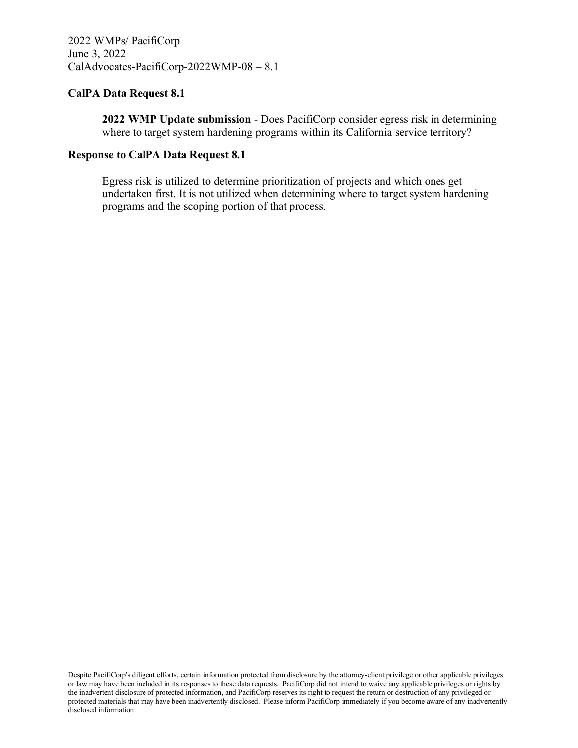2022 WMPs/ PacifiCorp
June 3, 2022
CalAdvocates-PacifiCorp-2022WMP-08 – 8.1

**CalPA Data Request 8.1**

> **2022 WMP Update submission** - Does PacifiCorp consider egress risk in determining where to target system hardening programs within its California service territory?

**Response to CalPA Data Request 8.1**

> Egress risk is utilized to determine prioritization of projects and which ones get undertaken first. It is not utilized when determining where to target system hardening programs and the scoping portion of that process.

Despite PacifiCorp's diligent efforts, certain information protected from disclosure by the attorney-client privilege or other applicable privileges or law may have been included in its responses to these data requests. PacifiCorp did not intend to waive any applicable privileges or rights by the inadvertent disclosure of protected information, and PacifiCorp reserves its right to request the return or destruction of any privileged or protected materials that may have been inadvertently disclosed. Please inform PacifiCorp immediately if you become aware of any inadvertently disclosed information.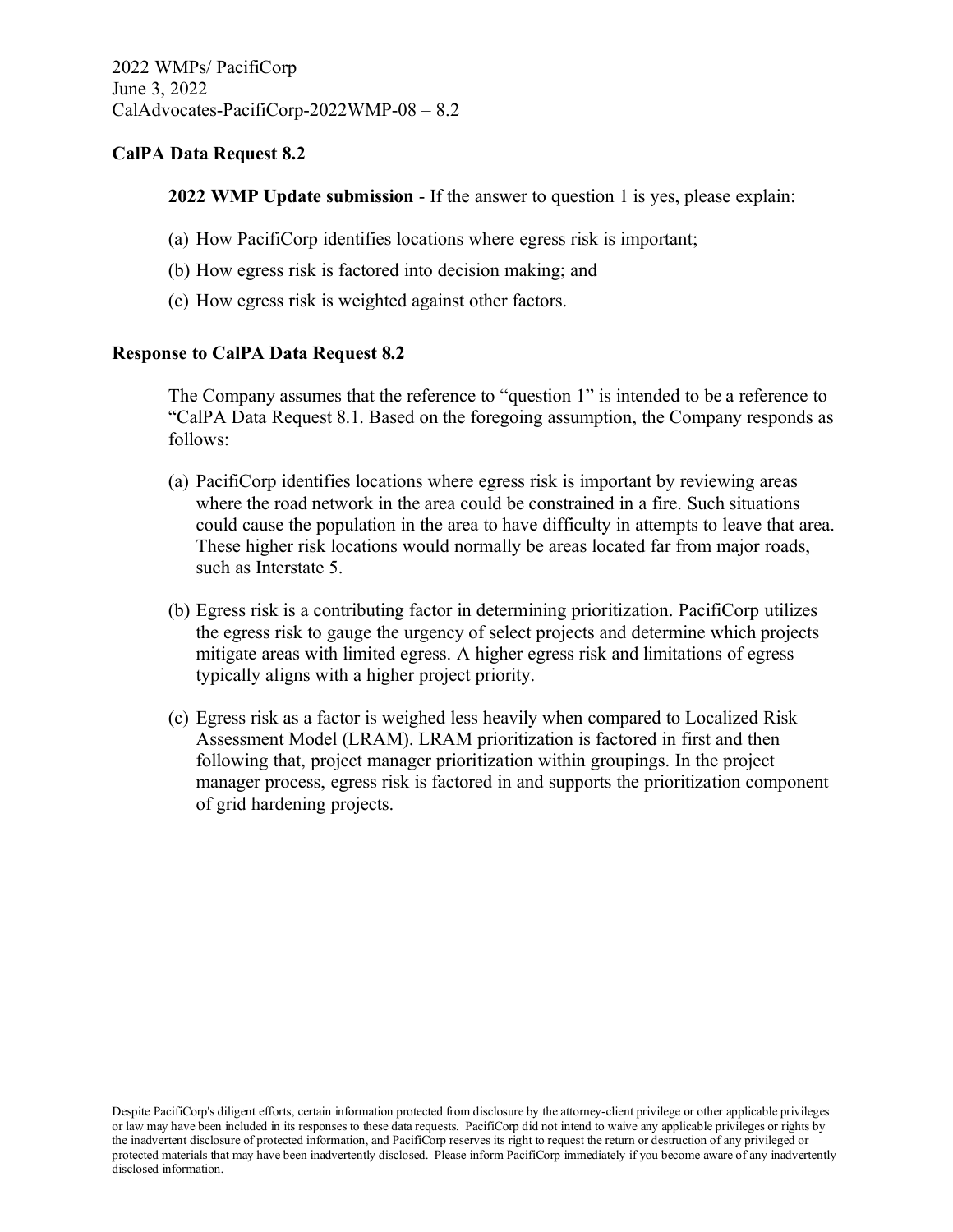2022 WMPs/ PacifiCorp
June 3, 2022
CalAdvocates-PacifiCorp-2022WMP-08 – 8.2

**CalPA Data Request 8.2**

**2022 WMP Update submission** - If the answer to question 1 is yes, please explain:

(a) How PacifiCorp identifies locations where egress risk is important;

(b) How egress risk is factored into decision making; and

(c) How egress risk is weighted against other factors.

**Response to CalPA Data Request 8.2**

The Company assumes that the reference to "question 1" is intended to be a reference to "CalPA Data Request 8.1. Based on the foregoing assumption, the Company responds as follows:

(a) PacifiCorp identifies locations where egress risk is important by reviewing areas where the road network in the area could be constrained in a fire. Such situations could cause the population in the area to have difficulty in attempts to leave that area. These higher risk locations would normally be areas located far from major roads, such as Interstate 5.

(b) Egress risk is a contributing factor in determining prioritization. PacifiCorp utilizes the egress risk to gauge the urgency of select projects and determine which projects mitigate areas with limited egress. A higher egress risk and limitations of egress typically aligns with a higher project priority.

(c) Egress risk as a factor is weighed less heavily when compared to Localized Risk Assessment Model (LRAM). LRAM prioritization is factored in first and then following that, project manager prioritization within groupings. In the project manager process, egress risk is factored in and supports the prioritization component of grid hardening projects.

Despite PacifiCorp's diligent efforts, certain information protected from disclosure by the attorney-client privilege or other applicable privileges or law may have been included in its responses to these data requests. PacifiCorp did not intend to waive any applicable privileges or rights by the inadvertent disclosure of protected information, and PacifiCorp reserves its right to request the return or destruction of any privileged or protected materials that may have been inadvertently disclosed. Please inform PacifiCorp immediately if you become aware of any inadvertently disclosed information.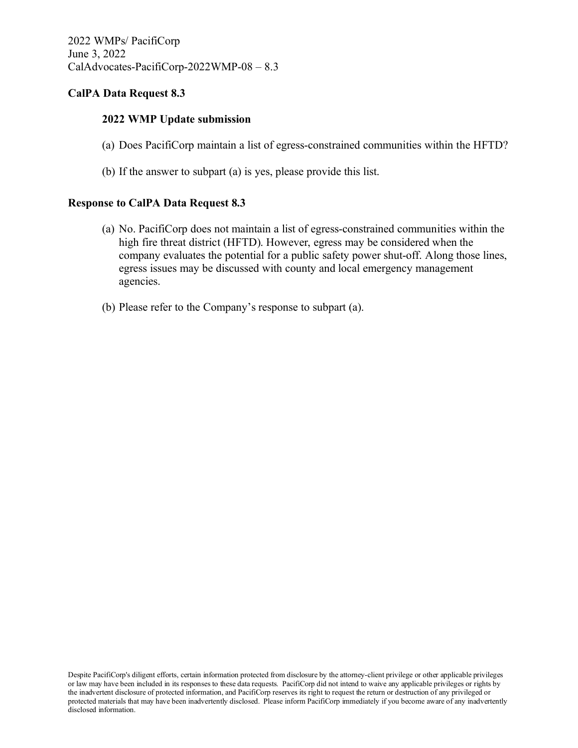2022 WMPs/ PacifiCorp
June 3, 2022
CalAdvocates-PacifiCorp-2022WMP-08 – 8.3

**CalPA Data Request 8.3**

**2022 WMP Update submission**

(a) Does PacifiCorp maintain a list of egress-constrained communities within the HFTD?

(b) If the answer to subpart (a) is yes, please provide this list.

**Response to CalPA Data Request 8.3**

(a) No. PacifiCorp does not maintain a list of egress-constrained communities within the high fire threat district (HFTD). However, egress may be considered when the company evaluates the potential for a public safety power shut-off. Along those lines, egress issues may be discussed with county and local emergency management agencies.

(b) Please refer to the Company's response to subpart (a).

Despite PacifiCorp's diligent efforts, certain information protected from disclosure by the attorney-client privilege or other applicable privileges or law may have been included in its responses to these data requests. PacifiCorp did not intend to waive any applicable privileges or rights by the inadvertent disclosure of protected information, and PacifiCorp reserves its right to request the return or destruction of any privileged or protected materials that may have been inadvertently disclosed. Please inform PacifiCorp immediately if you become aware of any inadvertently disclosed information.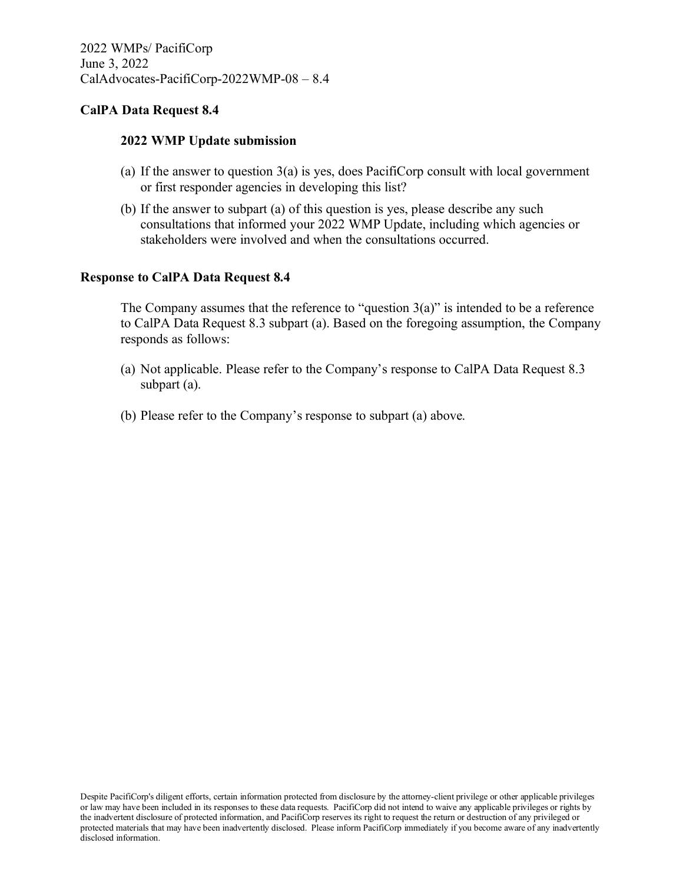2022 WMPs/ PacifiCorp
June 3, 2022
CalAdvocates-PacifiCorp-2022WMP-08 – 8.4

**CalPA Data Request 8.4**

**2022 WMP Update submission**

(a) If the answer to question 3(a) is yes, does PacifiCorp consult with local government or first responder agencies in developing this list?

(b) If the answer to subpart (a) of this question is yes, please describe any such consultations that informed your 2022 WMP Update, including which agencies or stakeholders were involved and when the consultations occurred.

**Response to CalPA Data Request 8.4**

The Company assumes that the reference to "question 3(a)" is intended to be a reference to CalPA Data Request 8.3 subpart (a). Based on the foregoing assumption, the Company responds as follows:

(a) Not applicable. Please refer to the Company's response to CalPA Data Request 8.3 subpart (a).

(b) Please refer to the Company's response to subpart (a) above.

Despite PacifiCorp's diligent efforts, certain information protected from disclosure by the attorney-client privilege or other applicable privileges or law may have been included in its responses to these data requests. PacifiCorp did not intend to waive any applicable privileges or rights by the inadvertent disclosure of protected information, and PacifiCorp reserves its right to request the return or destruction of any privileged or protected materials that may have been inadvertently disclosed. Please inform PacifiCorp immediately if you become aware of any inadvertently disclosed information.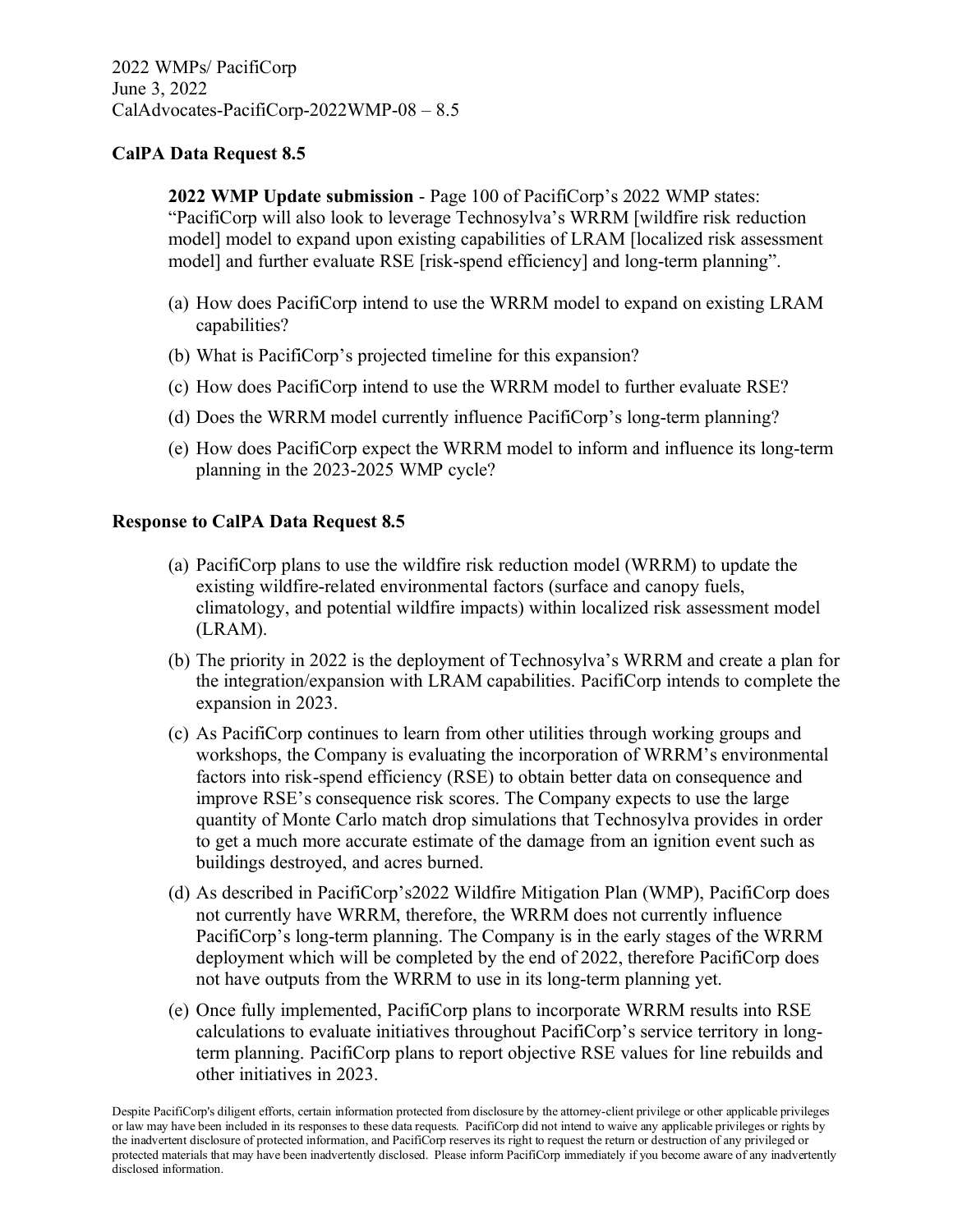2022 WMPs/ PacifiCorp
June 3, 2022
CalAdvocates-PacifiCorp-2022WMP-08 – 8.5

**CalPA Data Request 8.5**

> **2022 WMP Update submission** - Page 100 of PacifiCorp's 2022 WMP states: "PacifiCorp will also look to leverage Technosylva's WRRM [wildfire risk reduction model] model to expand upon existing capabilities of LRAM [localized risk assessment model] and further evaluate RSE [risk-spend efficiency] and long-term planning".
>
> (a) How does PacifiCorp intend to use the WRRM model to expand on existing LRAM capabilities?
>
> (b) What is PacifiCorp's projected timeline for this expansion?
>
> (c) How does PacifiCorp intend to use the WRRM model to further evaluate RSE?
>
> (d) Does the WRRM model currently influence PacifiCorp's long-term planning?
>
> (e) How does PacifiCorp expect the WRRM model to inform and influence its long-term planning in the 2023-2025 WMP cycle?

**Response to CalPA Data Request 8.5**

(a) PacifiCorp plans to use the wildfire risk reduction model (WRRM) to update the existing wildfire-related environmental factors (surface and canopy fuels, climatology, and potential wildfire impacts) within localized risk assessment model (LRAM).

(b) The priority in 2022 is the deployment of Technosylva's WRRM and create a plan for the integration/expansion with LRAM capabilities. PacifiCorp intends to complete the expansion in 2023.

(c) As PacifiCorp continues to learn from other utilities through working groups and workshops, the Company is evaluating the incorporation of WRRM's environmental factors into risk-spend efficiency (RSE) to obtain better data on consequence and improve RSE's consequence risk scores. The Company expects to use the large quantity of Monte Carlo match drop simulations that Technosylva provides in order to get a much more accurate estimate of the damage from an ignition event such as buildings destroyed, and acres burned.

(d) As described in PacifiCorp's2022 Wildfire Mitigation Plan (WMP), PacifiCorp does not currently have WRRM, therefore, the WRRM does not currently influence PacifiCorp's long-term planning. The Company is in the early stages of the WRRM deployment which will be completed by the end of 2022, therefore PacifiCorp does not have outputs from the WRRM to use in its long-term planning yet.

(e) Once fully implemented, PacifiCorp plans to incorporate WRRM results into RSE calculations to evaluate initiatives throughout PacifiCorp's service territory in long-term planning. PacifiCorp plans to report objective RSE values for line rebuilds and other initiatives in 2023.

Despite PacifiCorp's diligent efforts, certain information protected from disclosure by the attorney-client privilege or other applicable privileges or law may have been included in its responses to these data requests. PacifiCorp did not intend to waive any applicable privileges or rights by the inadvertent disclosure of protected information, and PacifiCorp reserves its right to request the return or destruction of any privileged or protected materials that may have been inadvertently disclosed. Please inform PacifiCorp immediately if you become aware of any inadvertently disclosed information.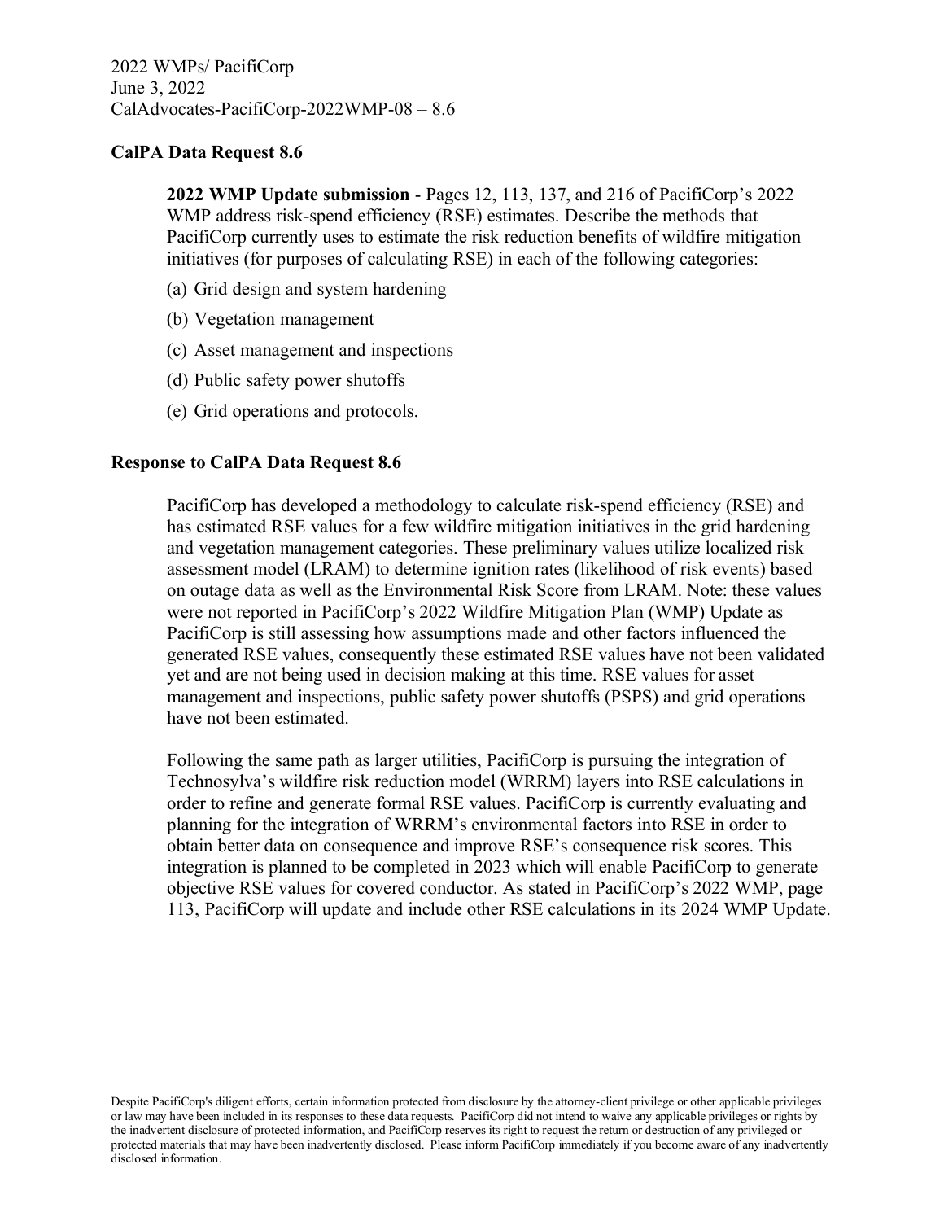2022 WMPs/ PacifiCorp
June 3, 2022
CalAdvocates-PacifiCorp-2022WMP-08 – 8.6

**CalPA Data Request 8.6**

**2022 WMP Update submission** - Pages 12, 113, 137, and 216 of PacifiCorp's 2022 WMP address risk-spend efficiency (RSE) estimates. Describe the methods that PacifiCorp currently uses to estimate the risk reduction benefits of wildfire mitigation initiatives (for purposes of calculating RSE) in each of the following categories:

(a) Grid design and system hardening

(b) Vegetation management

(c) Asset management and inspections

(d) Public safety power shutoffs

(e) Grid operations and protocols.

**Response to CalPA Data Request 8.6**

PacifiCorp has developed a methodology to calculate risk-spend efficiency (RSE) and has estimated RSE values for a few wildfire mitigation initiatives in the grid hardening and vegetation management categories. These preliminary values utilize localized risk assessment model (LRAM) to determine ignition rates (likelihood of risk events) based on outage data as well as the Environmental Risk Score from LRAM. Note: these values were not reported in PacifiCorp's 2022 Wildfire Mitigation Plan (WMP) Update as PacifiCorp is still assessing how assumptions made and other factors influenced the generated RSE values, consequently these estimated RSE values have not been validated yet and are not being used in decision making at this time. RSE values for asset management and inspections, public safety power shutoffs (PSPS) and grid operations have not been estimated.

Following the same path as larger utilities, PacifiCorp is pursuing the integration of Technosylva's wildfire risk reduction model (WRRM) layers into RSE calculations in order to refine and generate formal RSE values. PacifiCorp is currently evaluating and planning for the integration of WRRM's environmental factors into RSE in order to obtain better data on consequence and improve RSE's consequence risk scores. This integration is planned to be completed in 2023 which will enable PacifiCorp to generate objective RSE values for covered conductor. As stated in PacifiCorp's 2022 WMP, page 113, PacifiCorp will update and include other RSE calculations in its 2024 WMP Update.

Despite PacifiCorp's diligent efforts, certain information protected from disclosure by the attorney-client privilege or other applicable privileges or law may have been included in its responses to these data requests. PacifiCorp did not intend to waive any applicable privileges or rights by the inadvertent disclosure of protected information, and PacifiCorp reserves its right to request the return or destruction of any privileged or protected materials that may have been inadvertently disclosed. Please inform PacifiCorp immediately if you become aware of any inadvertently disclosed information.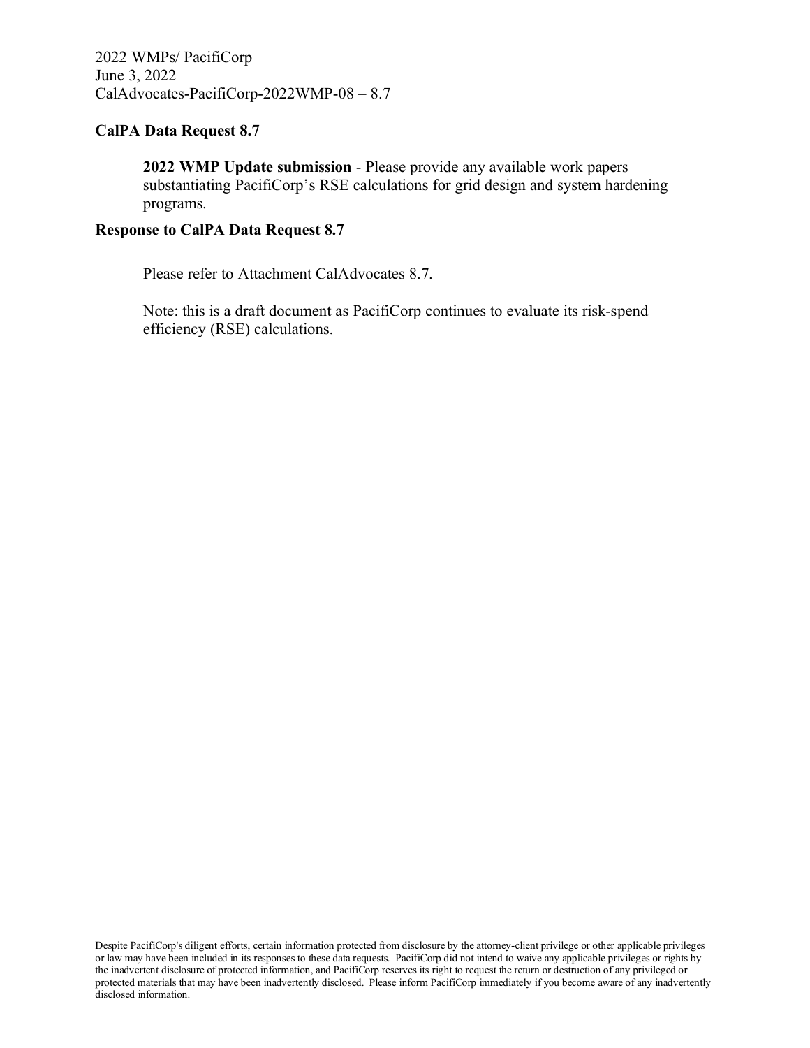2022 WMPs/ PacifiCorp
June 3, 2022
CalAdvocates-PacifiCorp-2022WMP-08 – 8.7

**CalPA Data Request 8.7**

**2022 WMP Update submission** - Please provide any available work papers substantiating PacifiCorp's RSE calculations for grid design and system hardening programs.

**Response to CalPA Data Request 8.7**

Please refer to Attachment CalAdvocates 8.7.

Note: this is a draft document as PacifiCorp continues to evaluate its risk-spend efficiency (RSE) calculations.

Despite PacifiCorp's diligent efforts, certain information protected from disclosure by the attorney-client privilege or other applicable privileges or law may have been included in its responses to these data requests. PacifiCorp did not intend to waive any applicable privileges or rights by the inadvertent disclosure of protected information, and PacifiCorp reserves its right to request the return or destruction of any privileged or protected materials that may have been inadvertently disclosed. Please inform PacifiCorp immediately if you become aware of any inadvertently disclosed information.